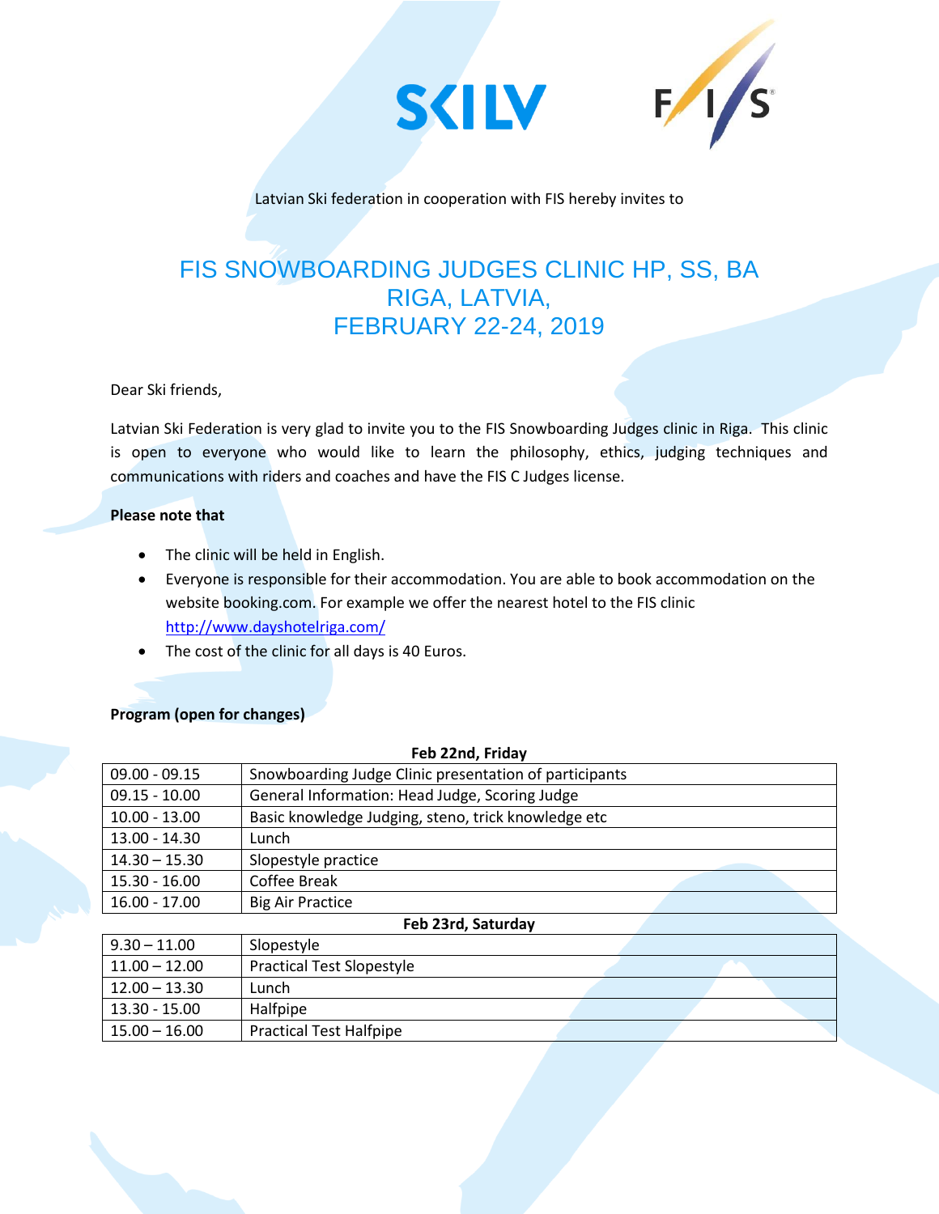Latvian Ski federation in cooperation with FIS hereby invites to

# FIS SNOWBOARDING JUDGES CLINIC HP, SS, BA RIGA, LATVIA, FEBRUARY 22-24, 2019

Dear Ski friends,

Latvian Ski Federation is very glad to invite you to the FIS Snowboarding Judges clinic in Riga. This clinic is open to everyone who would like to learn the philosophy, ethics, judging techniques and communications with riders and coaches and have the FIS C Judges license.

**Please note that**

- The clinic will be held in English.
- Everyone is responsible for their accommodation. You are able to book accommodation on the website booking.com. For example we offer the nearest hotel to the FIS clinic http://www.dayshotelriga.com/
- The cost of the clinic for all days is 40 Euros.

**Program (open for changes)**

| Feb 22nd, Friday | |
|---|---|
| 09.00 - 09.15 | Snowboarding Judge Clinic presentation of participants |
| 09.15 - 10.00 | General Information: Head Judge, Scoring Judge |
| 10.00 - 13.00 | Basic knowledge Judging, steno, trick knowledge etc |
| 13.00 - 14.30 | Lunch |
| 14.30 – 15.30 | Slopestyle practice |
| 15.30 - 16.00 | Coffee Break |
| 16.00 - 17.00 | Big Air Practice |
| **Feb 23rd, Saturday** | |
| 9.30 – 11.00 | Slopestyle |
| 11.00 – 12.00 | Practical Test Slopestyle |
| 12.00 – 13.30 | Lunch |
| 13.30 - 15.00 | Halfpipe |
| 15.00 – 16.00 | Practical Test Halfpipe |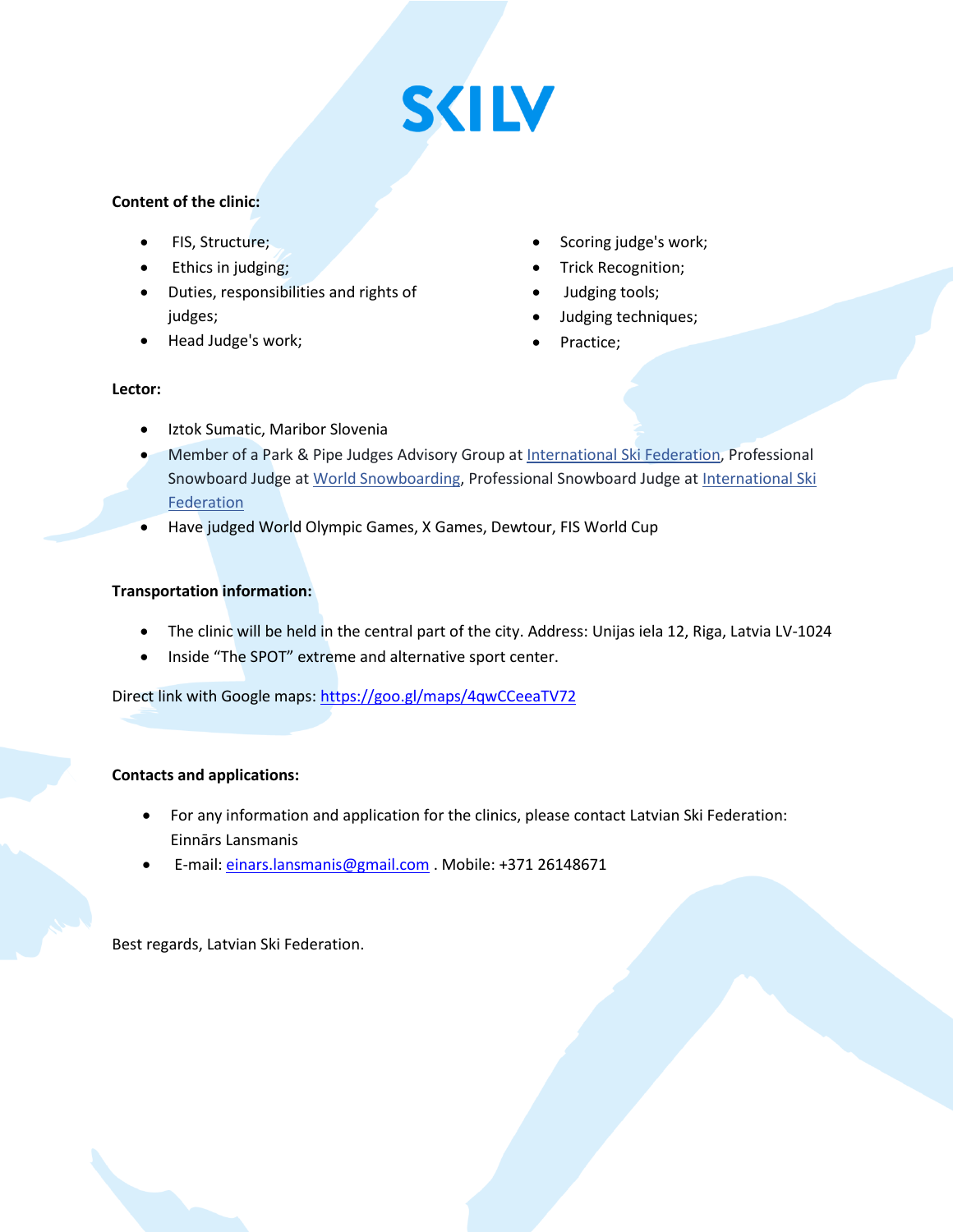SKILV

**Content of the clinic:**

- FIS, Structure;
- Ethics in judging;
- Duties, responsibilities and rights of judges;
- Head Judge's work;
- Scoring judge's work;
- Trick Recognition;
- Judging tools;
- Judging techniques;
- Practice;

**Lector:**

- Iztok Sumatic, Maribor Slovenia
- Member of a Park & Pipe Judges Advisory Group at International Ski Federation, Professional Snowboard Judge at World Snowboarding, Professional Snowboard Judge at International Ski Federation
- Have judged World Olympic Games, X Games, Dewtour, FIS World Cup

**Transportation information:**

- The clinic will be held in the central part of the city. Address: Unijas iela 12, Riga, Latvia LV-1024
- Inside "The SPOT" extreme and alternative sport center.

Direct link with Google maps: https://goo.gl/maps/4qwCCeeaTV72

**Contacts and applications:**

- For any information and application for the clinics, please contact Latvian Ski Federation: Einnārs Lansmanis
- E-mail: einars.lansmanis@gmail.com . Mobile: +371 26148671

Best regards, Latvian Ski Federation.